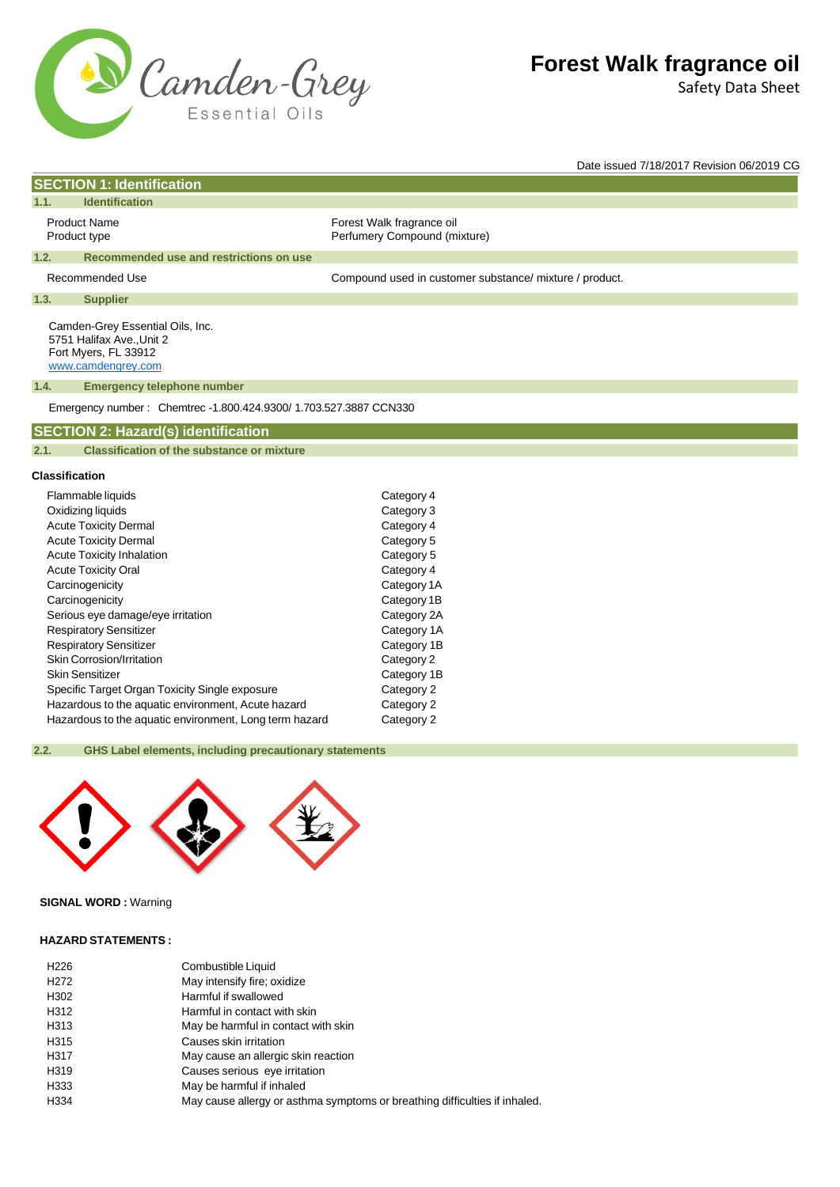# Forest Walk fragrance oil

Safety Data Sheet

Date issued 7/18/2017 Revision 06/2019 CG

## SECTION 1: Identification

### 1.1. Identification

| | |
|---|---|
| Product Name | Forest Walk fragrance oil |
| Product type | Perfumery Compound (mixture) |

### 1.2. Recommended use and restrictions on use

| | |
|---|---|
| Recommended Use | Compound used in customer substance/ mixture / product. |

### 1.3. Supplier

Camden-Grey Essential Oils, Inc.
5751 Halifax Ave.,Unit 2
Fort Myers, FL 33912
www.camdengrey.com

### 1.4. Emergency telephone number

Emergency number : Chemtrec -1.800.424.9300/ 1.703.527.3887 CCN330

## SECTION 2: Hazard(s) identification

### 2.1. Classification of the substance or mixture

**Classification**

| | |
|---|---|
| Flammable liquids | Category 4 |
| Oxidizing liquids | Category 3 |
| Acute Toxicity Dermal | Category 4 |
| Acute Toxicity Dermal | Category 5 |
| Acute Toxicity Inhalation | Category 5 |
| Acute Toxicity Oral | Category 4 |
| Carcinogenicity | Category 1A |
| Carcinogenicity | Category 1B |
| Serious eye damage/eye irritation | Category 2A |
| Respiratory Sensitizer | Category 1A |
| Respiratory Sensitizer | Category 1B |
| Skin Corrosion/Irritation | Category 2 |
| Skin Sensitizer | Category 1B |
| Specific Target Organ Toxicity Single exposure | Category 2 |
| Hazardous to the aquatic environment, Acute hazard | Category 2 |
| Hazardous to the aquatic environment, Long term hazard | Category 2 |

### 2.2. GHS Label elements, including precautionary statements

**SIGNAL WORD :** Warning

**HAZARD STATEMENTS :**

| | |
|---|---|
| H226 | Combustible Liquid |
| H272 | May intensify fire; oxidize |
| H302 | Harmful if swallowed |
| H312 | Harmful in contact with skin |
| H313 | May be harmful in contact with skin |
| H315 | Causes skin irritation |
| H317 | May cause an allergic skin reaction |
| H319 | Causes serious eye irritation |
| H333 | May be harmful if inhaled |
| H334 | May cause allergy or asthma symptoms or breathing difficulties if inhaled. |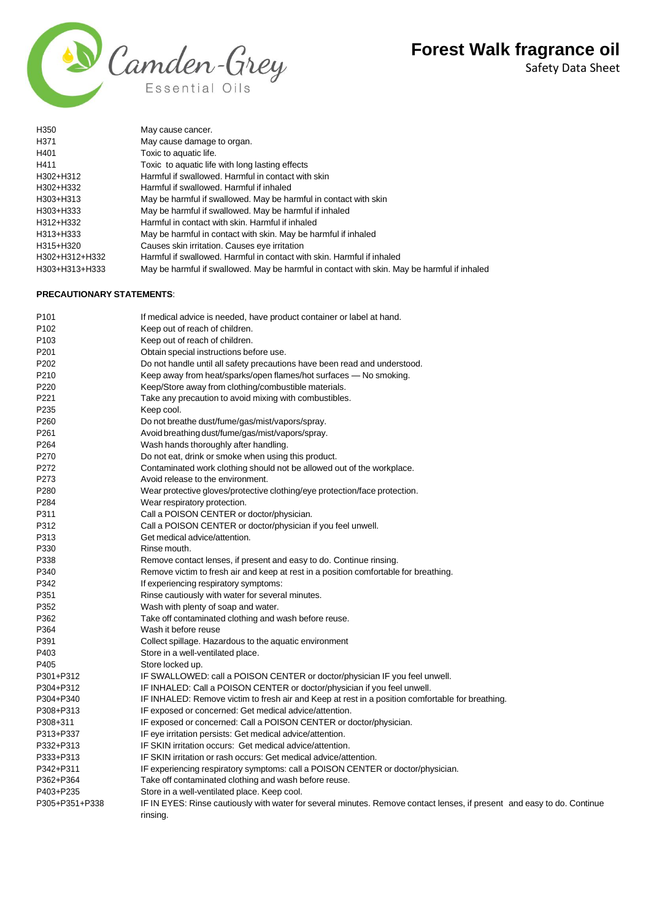| | |
|---|---|
| H350 | May cause cancer. |
| H371 | May cause damage to organ. |
| H401 | Toxic to aquatic life. |
| H411 | Toxic to aquatic life with long lasting effects |
| H302+H312 | Harmful if swallowed. Harmful in contact with skin |
| H302+H332 | Harmful if swallowed. Harmful if inhaled |
| H303+H313 | May be harmful if swallowed. May be harmful in contact with skin |
| H303+H333 | May be harmful if swallowed. May be harmful if inhaled |
| H312+H332 | Harmful in contact with skin. Harmful if inhaled |
| H313+H333 | May be harmful in contact with skin. May be harmful if inhaled |
| H315+H320 | Causes skin irritation. Causes eye irritation |
| H302+H312+H332 | Harmful if swallowed. Harmful in contact with skin. Harmful if inhaled |
| H303+H313+H333 | May be harmful if swallowed. May be harmful in contact with skin. May be harmful if inhaled |

**PRECAUTIONARY STATEMENTS**:

| | |
|---|---|
| P101 | If medical advice is needed, have product container or label at hand. |
| P102 | Keep out of reach of children. |
| P103 | Keep out of reach of children. |
| P201 | Obtain special instructions before use. |
| P202 | Do not handle until all safety precautions have been read and understood. |
| P210 | Keep away from heat/sparks/open flames/hot surfaces — No smoking. |
| P220 | Keep/Store away from clothing/combustible materials. |
| P221 | Take any precaution to avoid mixing with combustibles. |
| P235 | Keep cool. |
| P260 | Do not breathe dust/fume/gas/mist/vapors/spray. |
| P261 | Avoid breathing dust/fume/gas/mist/vapors/spray. |
| P264 | Wash hands thoroughly after handling. |
| P270 | Do not eat, drink or smoke when using this product. |
| P272 | Contaminated work clothing should not be allowed out of the workplace. |
| P273 | Avoid release to the environment. |
| P280 | Wear protective gloves/protective clothing/eye protection/face protection. |
| P284 | Wear respiratory protection. |
| P311 | Call a POISON CENTER or doctor/physician. |
| P312 | Call a POISON CENTER or doctor/physician if you feel unwell. |
| P313 | Get medical advice/attention. |
| P330 | Rinse mouth. |
| P338 | Remove contact lenses, if present and easy to do. Continue rinsing. |
| P340 | Remove victim to fresh air and keep at rest in a position comfortable for breathing. |
| P342 | If experiencing respiratory symptoms: |
| P351 | Rinse cautiously with water for several minutes. |
| P352 | Wash with plenty of soap and water. |
| P362 | Take off contaminated clothing and wash before reuse. |
| P364 | Wash it before reuse |
| P391 | Collect spillage. Hazardous to the aquatic environment |
| P403 | Store in a well-ventilated place. |
| P405 | Store locked up. |
| P301+P312 | IF SWALLOWED: call a POISON CENTER or doctor/physician IF you feel unwell. |
| P304+P312 | IF INHALED: Call a POISON CENTER or doctor/physician if you feel unwell. |
| P304+P340 | IF INHALED: Remove victim to fresh air and Keep at rest in a position comfortable for breathing. |
| P308+P313 | IF exposed or concerned: Get medical advice/attention. |
| P308+311 | IF exposed or concerned: Call a POISON CENTER or doctor/physician. |
| P313+P337 | IF eye irritation persists: Get medical advice/attention. |
| P332+P313 | IF SKIN irritation occurs: Get medical advice/attention. |
| P333+P313 | IF SKIN irritation or rash occurs: Get medical advice/attention. |
| P342+P311 | IF experiencing respiratory symptoms: call a POISON CENTER or doctor/physician. |
| P362+P364 | Take off contaminated clothing and wash before reuse. |
| P403+P235 | Store in a well-ventilated place. Keep cool. |
| P305+P351+P338 | IF IN EYES: Rinse cautiously with water for several minutes. Remove contact lenses, if present and easy to do. Continue rinsing. |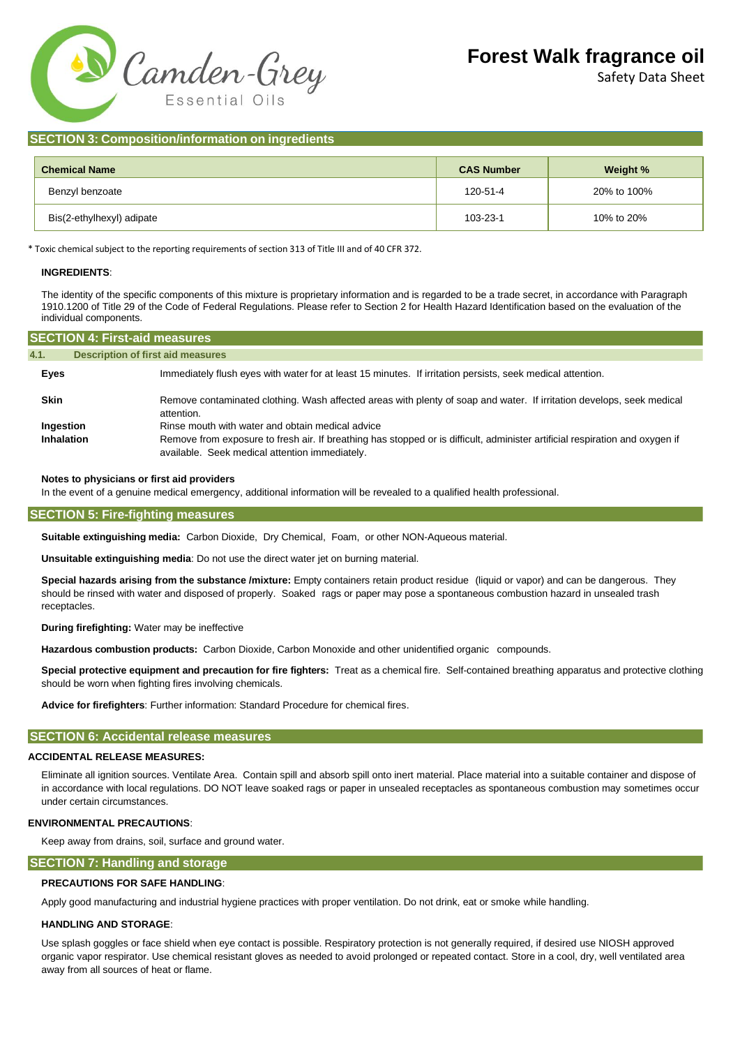## SECTION 3: Composition/information on ingredients

| Chemical Name | CAS Number | Weight % |
|---|---|---|
| Benzyl benzoate | 120-51-4 | 20% to 100% |
| Bis(2-ethylhexyl) adipate | 103-23-1 | 10% to 20% |

* Toxic chemical subject to the reporting requirements of section 313 of Title III and of 40 CFR 372.

**INGREDIENTS**:

The identity of the specific components of this mixture is proprietary information and is regarded to be a trade secret, in accordance with Paragraph 1910.1200 of Title 29 of the Code of Federal Regulations. Please refer to Section 2 for Health Hazard Identification based on the evaluation of the individual components.

## SECTION 4: First-aid measures

### 4.1. Description of first aid measures

**Eyes** Immediately flush eyes with water for at least 15 minutes. If irritation persists, seek medical attention.

**Skin** Remove contaminated clothing. Wash affected areas with plenty of soap and water. If irritation develops, seek medical attention.

**Ingestion** Rinse mouth with water and obtain medical advice

**Inhalation** Remove from exposure to fresh air. If breathing has stopped or is difficult, administer artificial respiration and oxygen if available. Seek medical attention immediately.

**Notes to physicians or first aid providers**

In the event of a genuine medical emergency, additional information will be revealed to a qualified health professional.

## SECTION 5: Fire-fighting measures

**Suitable extinguishing media:** Carbon Dioxide, Dry Chemical, Foam, or other NON-Aqueous material.

**Unsuitable extinguishing media**: Do not use the direct water jet on burning material.

**Special hazards arising from the substance /mixture:** Empty containers retain product residue (liquid or vapor) and can be dangerous. They should be rinsed with water and disposed of properly. Soaked rags or paper may pose a spontaneous combustion hazard in unsealed trash receptacles.

**During firefighting:** Water may be ineffective

**Hazardous combustion products:** Carbon Dioxide, Carbon Monoxide and other unidentified organic compounds.

**Special protective equipment and precaution for fire fighters:** Treat as a chemical fire. Self-contained breathing apparatus and protective clothing should be worn when fighting fires involving chemicals.

**Advice for firefighters**: Further information: Standard Procedure for chemical fires.

## SECTION 6: Accidental release measures

**ACCIDENTAL RELEASE MEASURES:**

Eliminate all ignition sources. Ventilate Area. Contain spill and absorb spill onto inert material. Place material into a suitable container and dispose of in accordance with local regulations. DO NOT leave soaked rags or paper in unsealed receptacles as spontaneous combustion may sometimes occur under certain circumstances.

**ENVIRONMENTAL PRECAUTIONS**:

Keep away from drains, soil, surface and ground water.

## SECTION 7: Handling and storage

**PRECAUTIONS FOR SAFE HANDLING**:

Apply good manufacturing and industrial hygiene practices with proper ventilation. Do not drink, eat or smoke while handling.

**HANDLING AND STORAGE**:

Use splash goggles or face shield when eye contact is possible. Respiratory protection is not generally required, if desired use NIOSH approved organic vapor respirator. Use chemical resistant gloves as needed to avoid prolonged or repeated contact. Store in a cool, dry, well ventilated area away from all sources of heat or flame.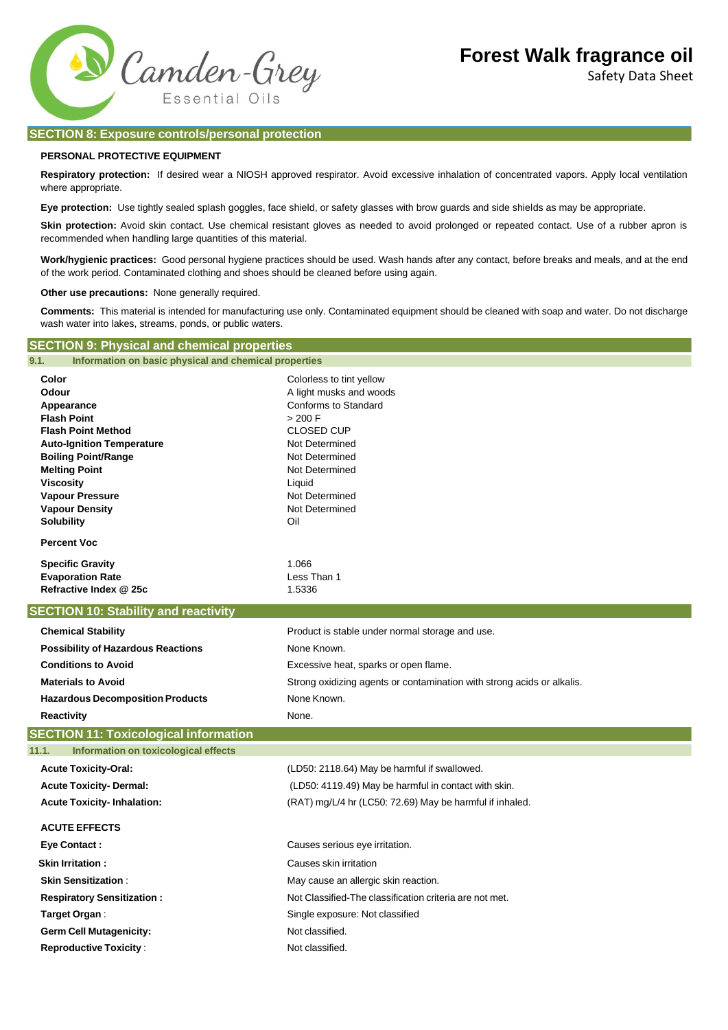## SECTION 8: Exposure controls/personal protection

**PERSONAL PROTECTIVE EQUIPMENT**

**Respiratory protection:** If desired wear a NIOSH approved respirator. Avoid excessive inhalation of concentrated vapors. Apply local ventilation where appropriate.

**Eye protection:** Use tightly sealed splash goggles, face shield, or safety glasses with brow guards and side shields as may be appropriate.

**Skin protection:** Avoid skin contact. Use chemical resistant gloves as needed to avoid prolonged or repeated contact. Use of a rubber apron is recommended when handling large quantities of this material.

**Work/hygienic practices:** Good personal hygiene practices should be used. Wash hands after any contact, before breaks and meals, and at the end of the work period. Contaminated clothing and shoes should be cleaned before using again.

**Other use precautions:** None generally required.

**Comments:** This material is intended for manufacturing use only. Contaminated equipment should be cleaned with soap and water. Do not discharge wash water into lakes, streams, ponds, or public waters.

## SECTION 9: Physical and chemical properties

### 9.1. Information on basic physical and chemical properties

| | |
|---|---|
| **Color** | Colorless to tint yellow |
| **Odour** | A light musks and woods |
| **Appearance** | Conforms to Standard |
| **Flash Point** | > 200 F |
| **Flash Point Method** | CLOSED CUP |
| **Auto-Ignition Temperature** | Not Determined |
| **Boiling Point/Range** | Not Determined |
| **Melting Point** | Not Determined |
| **Viscosity** | Liquid |
| **Vapour Pressure** | Not Determined |
| **Vapour Density** | Not Determined |
| **Solubility** | Oil |
| **Percent Voc** | |
| **Specific Gravity** | 1.066 |
| **Evaporation Rate** | Less Than 1 |
| **Refractive Index @ 25c** | 1.5336 |

## SECTION 10: Stability and reactivity

| | |
|---|---|
| **Chemical Stability** | Product is stable under normal storage and use. |
| **Possibility of Hazardous Reactions** | None Known. |
| **Conditions to Avoid** | Excessive heat, sparks or open flame. |
| **Materials to Avoid** | Strong oxidizing agents or contamination with strong acids or alkalis. |
| **Hazardous Decomposition Products** | None Known. |
| **Reactivity** | None. |

## SECTION 11: Toxicological information

### 11.1. Information on toxicological effects

| | |
|---|---|
| **Acute Toxicity-Oral:** | (LD50: 2118.64) May be harmful if swallowed. |
| **Acute Toxicity- Dermal:** | (LD50: 4119.49) May be harmful in contact with skin. |
| **Acute Toxicity- Inhalation:** | (RAT) mg/L/4 hr (LC50: 72.69) May be harmful if inhaled. |

**ACUTE EFFECTS**

| | |
|---|---|
| **Eye Contact :** | Causes serious eye irritation. |
| **Skin Irritation :** | Causes skin irritation |
| **Skin Sensitization** : | May cause an allergic skin reaction. |
| **Respiratory Sensitization :** | Not Classified-The classification criteria are not met. |
| **Target Organ** : | Single exposure: Not classified |
| **Germ Cell Mutagenicity:** | Not classified. |
| **Reproductive Toxicity** : | Not classified. |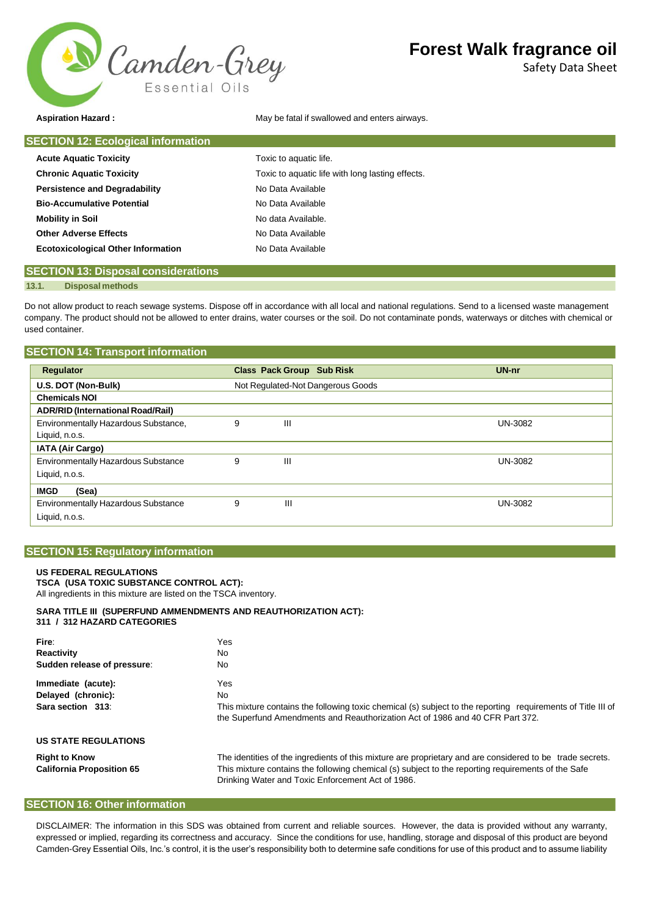**Aspiration Hazard :** May be fatal if swallowed and enters airways.

## SECTION 12: Ecological information

| | |
|---|---|
| **Acute Aquatic Toxicity** | Toxic to aquatic life. |
| **Chronic Aquatic Toxicity** | Toxic to aquatic life with long lasting effects. |
| **Persistence and Degradability** | No Data Available |
| **Bio-Accumulative Potential** | No Data Available |
| **Mobility in Soil** | No data Available. |
| **Other Adverse Effects** | No Data Available |
| **Ecotoxicological Other Information** | No Data Available |

## SECTION 13: Disposal considerations

### 13.1. Disposal methods

Do not allow product to reach sewage systems. Dispose off in accordance with all local and national regulations. Send to a licensed waste management company. The product should not be allowed to enter drains, water courses or the soil. Do not contaminate ponds, waterways or ditches with chemical or used container.

## SECTION 14: Transport information

| Regulator | Class | Pack Group | Sub Risk | UN-nr |
|---|---|---|---|---|
| **U.S. DOT (Non-Bulk)** | Not Regulated-Not Dangerous Goods | | | |
| **Chemicals NOI** | | | | |
| **ADR/RID (International Road/Rail)** | | | | |
| Environmentally Hazardous Substance, Liquid, n.o.s. | 9 | III | | UN-3082 |
| **IATA (Air Cargo)** | | | | |
| Environmentally Hazardous Substance Liquid, n.o.s. | 9 | III | | UN-3082 |
| **IMGD (Sea)** | | | | |
| Environmentally Hazardous Substance Liquid, n.o.s. | 9 | III | | UN-3082 |

## SECTION 15: Regulatory information

**US FEDERAL REGULATIONS**
**TSCA (USA TOXIC SUBSTANCE CONTROL ACT):**
All ingredients in this mixture are listed on the TSCA inventory.

**SARA TITLE III (SUPERFUND AMMENDMENTS AND REAUTHORIZATION ACT):**
**311 / 312 HAZARD CATEGORIES**

| | |
|---|---|
| **Fire**: | Yes |
| **Reactivity** | No |
| **Sudden release of pressure**: | No |
| **Immediate (acute):** | Yes |
| **Delayed (chronic):** | No |
| **Sara section 313**: | This mixture contains the following toxic chemical (s) subject to the reporting requirements of Title III of the Superfund Amendments and Reauthorization Act of 1986 and 40 CFR Part 372. |

**US STATE REGULATIONS**

| | |
|---|---|
| **Right to Know** | The identities of the ingredients of this mixture are proprietary and are considered to be trade secrets. |
| **California Proposition 65** | This mixture contains the following chemical (s) subject to the reporting requirements of the Safe Drinking Water and Toxic Enforcement Act of 1986. |

## SECTION 16: Other information

DISCLAIMER: The information in this SDS was obtained from current and reliable sources. However, the data is provided without any warranty, expressed or implied, regarding its correctness and accuracy. Since the conditions for use, handling, storage and disposal of this product are beyond Camden-Grey Essential Oils, Inc.'s control, it is the user's responsibility both to determine safe conditions for use of this product and to assume liability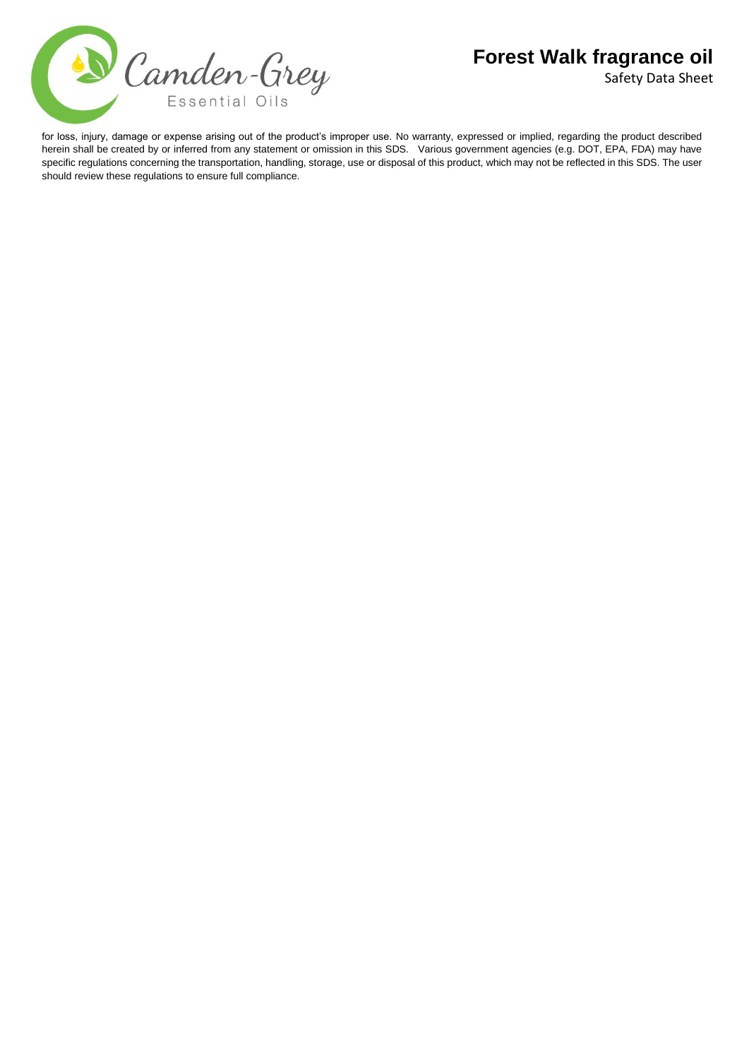for loss, injury, damage or expense arising out of the product's improper use. No warranty, expressed or implied, regarding the product described herein shall be created by or inferred from any statement or omission in this SDS. Various government agencies (e.g. DOT, EPA, FDA) may have specific regulations concerning the transportation, handling, storage, use or disposal of this product, which may not be reflected in this SDS. The user should review these regulations to ensure full compliance.